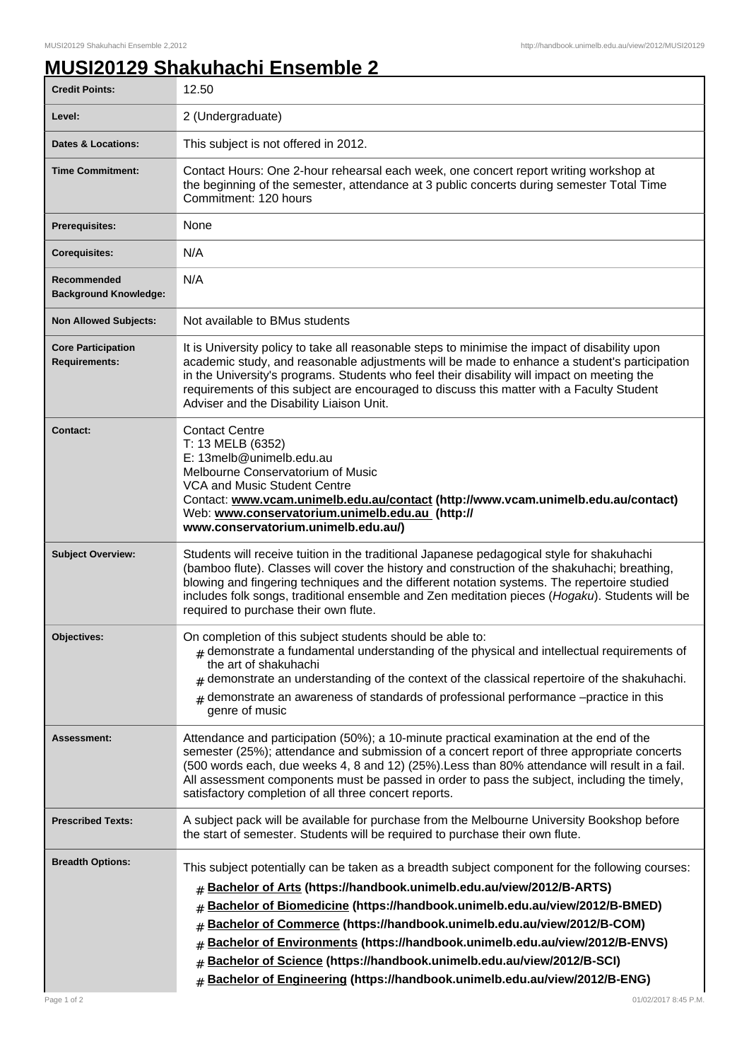# MUSI20129 Shakuhachi Ensemble 2

| | |
|---|---|
| **Credit Points:** | 12.50 |
| **Level:** | 2 (Undergraduate) |
| **Dates & Locations:** | This subject is not offered in 2012. |
| **Time Commitment:** | Contact Hours: One 2-hour rehearsal each week, one concert report writing workshop at the beginning of the semester, attendance at 3 public concerts during semester Total Time Commitment: 120 hours |
| **Prerequisites:** | None |
| **Corequisites:** | N/A |
| **Recommended Background Knowledge:** | N/A |
| **Non Allowed Subjects:** | Not available to BMus students |
| **Core Participation Requirements:** | It is University policy to take all reasonable steps to minimise the impact of disability upon academic study, and reasonable adjustments will be made to enhance a student's participation in the University's programs. Students who feel their disability will impact on meeting the requirements of this subject are encouraged to discuss this matter with a Faculty Student Adviser and the Disability Liaison Unit. |
| **Contact:** | Contact Centre<br>T: 13 MELB (6352)<br>E: 13melb@unimelb.edu.au<br>Melbourne Conservatorium of Music<br>VCA and Music Student Centre<br>Contact: **www.vcam.unimelb.edu.au/contact (http://www.vcam.unimelb.edu.au/contact)**<br>Web: **www.conservatorium.unimelb.edu.au (http://www.conservatorium.unimelb.edu.au/)** |
| **Subject Overview:** | Students will receive tuition in the traditional Japanese pedagogical style for shakuhachi (bamboo flute). Classes will cover the history and construction of the shakuhachi; breathing, blowing and fingering techniques and the different notation systems. The repertoire studied includes folk songs, traditional ensemble and Zen meditation pieces (*Hogaku*). Students will be required to purchase their own flute. |
| **Objectives:** | On completion of this subject students should be able to:<br># demonstrate a fundamental understanding of the physical and intellectual requirements of the art of shakuhachi<br># demonstrate an understanding of the context of the classical repertoire of the shakuhachi.<br># demonstrate an awareness of standards of professional performance –practice in this genre of music |
| **Assessment:** | Attendance and participation (50%); a 10-minute practical examination at the end of the semester (25%); attendance and submission of a concert report of three appropriate concerts (500 words each, due weeks 4, 8 and 12) (25%).Less than 80% attendance will result in a fail. All assessment components must be passed in order to pass the subject, including the timely, satisfactory completion of all three concert reports. |
| **Prescribed Texts:** | A subject pack will be available for purchase from the Melbourne University Bookshop before the start of semester. Students will be required to purchase their own flute. |
| **Breadth Options:** | This subject potentially can be taken as a breadth subject component for the following courses:<br># **Bachelor of Arts (https://handbook.unimelb.edu.au/view/2012/B-ARTS)**<br># **Bachelor of Biomedicine (https://handbook.unimelb.edu.au/view/2012/B-BMED)**<br># **Bachelor of Commerce (https://handbook.unimelb.edu.au/view/2012/B-COM)**<br># **Bachelor of Environments (https://handbook.unimelb.edu.au/view/2012/B-ENVS)**<br># **Bachelor of Science (https://handbook.unimelb.edu.au/view/2012/B-SCI)**<br># **Bachelor of Engineering (https://handbook.unimelb.edu.au/view/2012/B-ENG)** |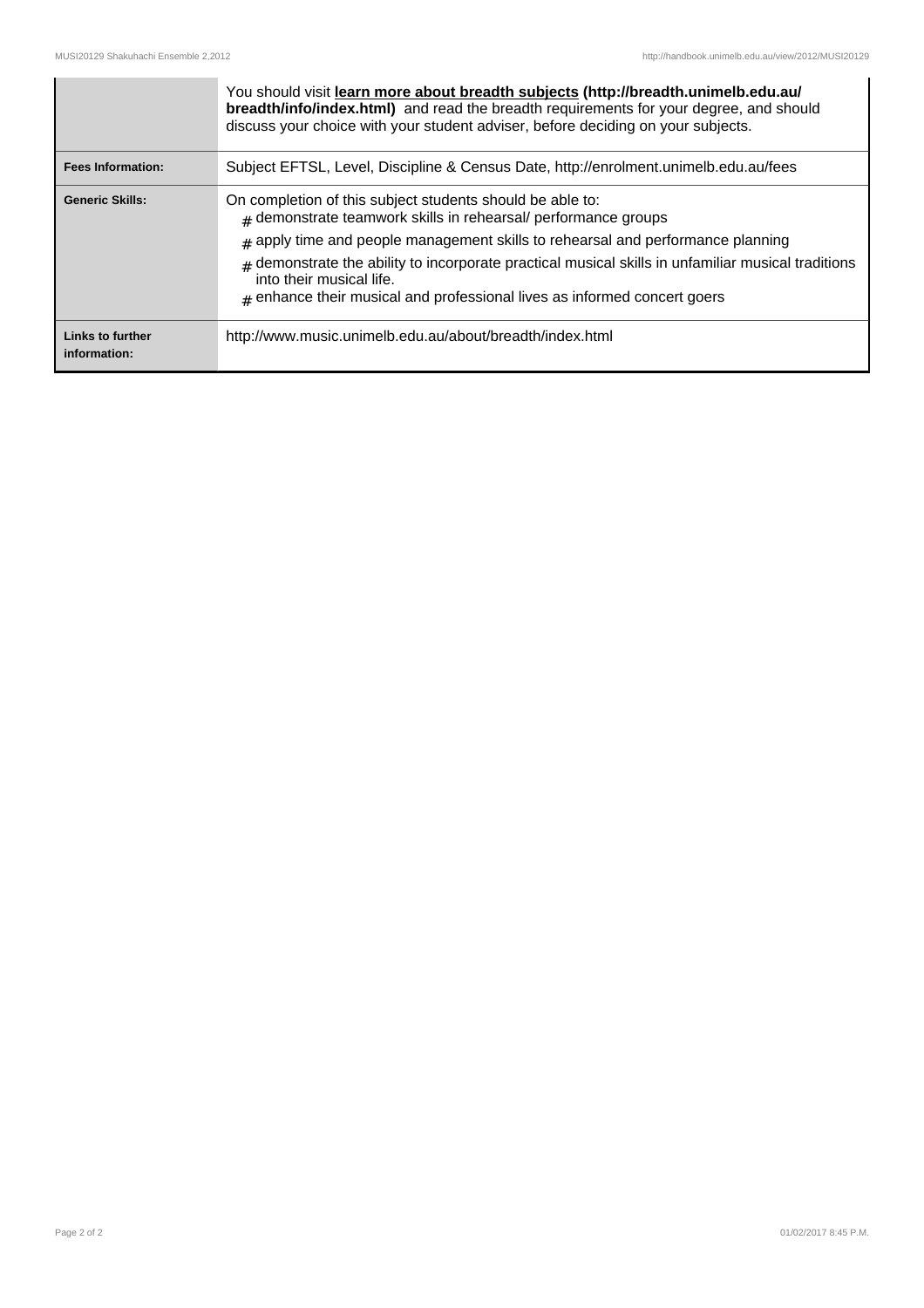| | |
|---|---|
| | You should visit **learn more about breadth subjects (http://breadth.unimelb.edu.au/breadth/info/index.html)** and read the breadth requirements for your degree, and should discuss your choice with your student adviser, before deciding on your subjects. |
| **Fees Information:** | Subject EFTSL, Level, Discipline & Census Date, http://enrolment.unimelb.edu.au/fees |
| **Generic Skills:** | On completion of this subject students should be able to:<br># demonstrate teamwork skills in rehearsal/ performance groups<br># apply time and people management skills to rehearsal and performance planning<br># demonstrate the ability to incorporate practical musical skills in unfamiliar musical traditions into their musical life.<br># enhance their musical and professional lives as informed concert goers |
| **Links to further information:** | http://www.music.unimelb.edu.au/about/breadth/index.html |